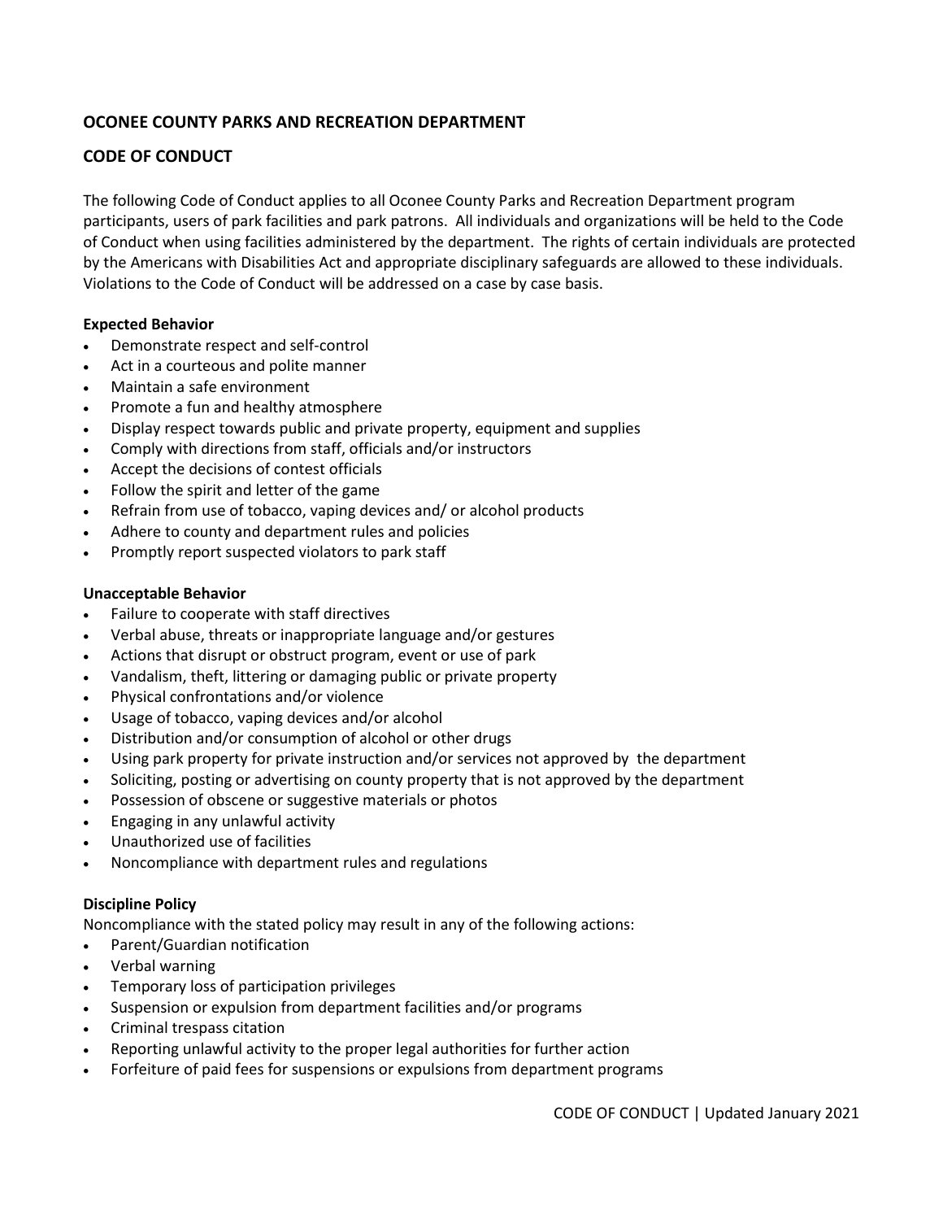## OCONEE COUNTY PARKS AND RECREATION DEPARTMENT

## CODE OF CONDUCT

The following Code of Conduct applies to all Oconee County Parks and Recreation Department program participants, users of park facilities and park patrons. All individuals and organizations will be held to the Code of Conduct when using facilities administered by the department. The rights of certain individuals are protected by the Americans with Disabilities Act and appropriate disciplinary safeguards are allowed to these individuals. Violations to the Code of Conduct will be addressed on a case by case basis.

**Expected Behavior**

- Demonstrate respect and self-control
- Act in a courteous and polite manner
- Maintain a safe environment
- Promote a fun and healthy atmosphere
- Display respect towards public and private property, equipment and supplies
- Comply with directions from staff, officials and/or instructors
- Accept the decisions of contest officials
- Follow the spirit and letter of the game
- Refrain from use of tobacco, vaping devices and/ or alcohol products
- Adhere to county and department rules and policies
- Promptly report suspected violators to park staff

**Unacceptable Behavior**

- Failure to cooperate with staff directives
- Verbal abuse, threats or inappropriate language and/or gestures
- Actions that disrupt or obstruct program, event or use of park
- Vandalism, theft, littering or damaging public or private property
- Physical confrontations and/or violence
- Usage of tobacco, vaping devices and/or alcohol
- Distribution and/or consumption of alcohol or other drugs
- Using park property for private instruction and/or services not approved by the department
- Soliciting, posting or advertising on county property that is not approved by the department
- Possession of obscene or suggestive materials or photos
- Engaging in any unlawful activity
- Unauthorized use of facilities
- Noncompliance with department rules and regulations

**Discipline Policy**

Noncompliance with the stated policy may result in any of the following actions:

- Parent/Guardian notification
- Verbal warning
- Temporary loss of participation privileges
- Suspension or expulsion from department facilities and/or programs
- Criminal trespass citation
- Reporting unlawful activity to the proper legal authorities for further action
- Forfeiture of paid fees for suspensions or expulsions from department programs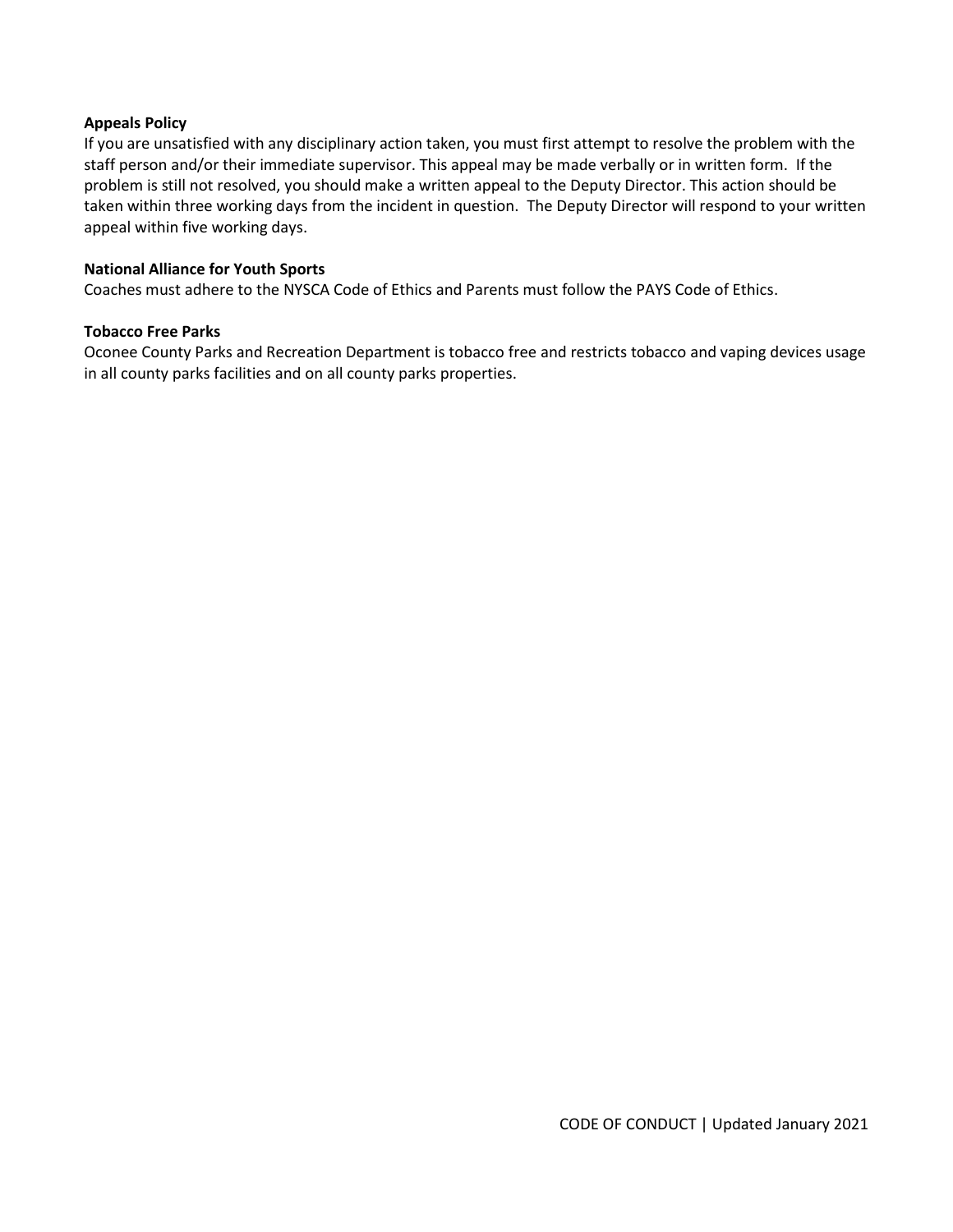**Appeals Policy**

If you are unsatisfied with any disciplinary action taken, you must first attempt to resolve the problem with the staff person and/or their immediate supervisor. This appeal may be made verbally or in written form. If the problem is still not resolved, you should make a written appeal to the Deputy Director. This action should be taken within three working days from the incident in question. The Deputy Director will respond to your written appeal within five working days.

**National Alliance for Youth Sports**

Coaches must adhere to the NYSCA Code of Ethics and Parents must follow the PAYS Code of Ethics.

**Tobacco Free Parks**

Oconee County Parks and Recreation Department is tobacco free and restricts tobacco and vaping devices usage in all county parks facilities and on all county parks properties.